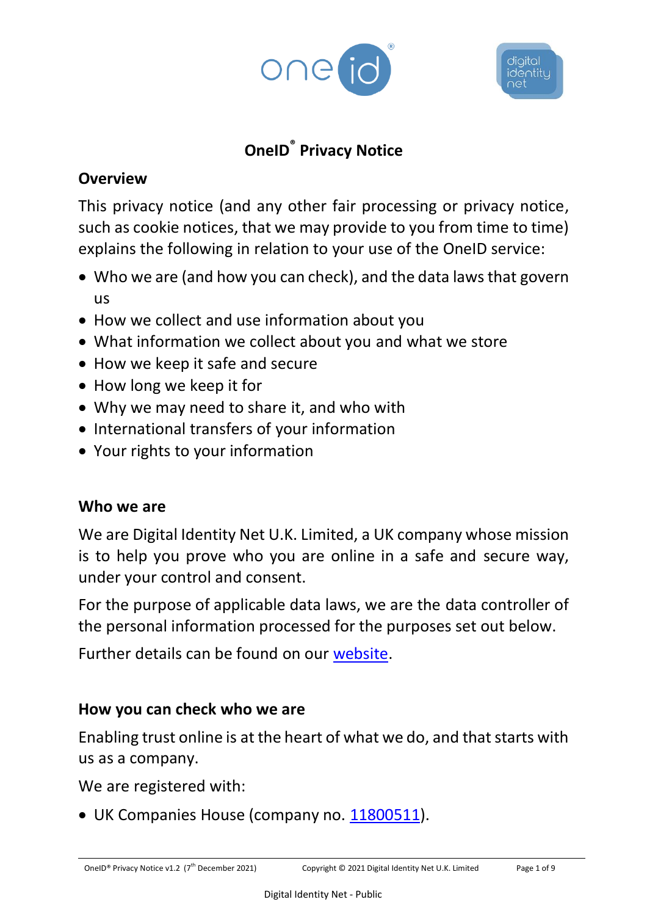# OneID® Privacy Notice

## Overview

This privacy notice (and any other fair processing or privacy notice, such as cookie notices, that we may provide to you from time to time) explains the following in relation to your use of the OneID service:

- Who we are (and how you can check), and the data laws that govern us
- How we collect and use information about you
- What information we collect about you and what we store
- How we keep it safe and secure
- How long we keep it for
- Why we may need to share it, and who with
- International transfers of your information
- Your rights to your information

## Who we are

We are Digital Identity Net U.K. Limited, a UK company whose mission is to help you prove who you are online in a safe and secure way, under your control and consent.

For the purpose of applicable data laws, we are the data controller of the personal information processed for the purposes set out below.

Further details can be found on our website.

## How you can check who we are

Enabling trust online is at the heart of what we do, and that starts with us as a company.

We are registered with:

- UK Companies House (company no. 11800511).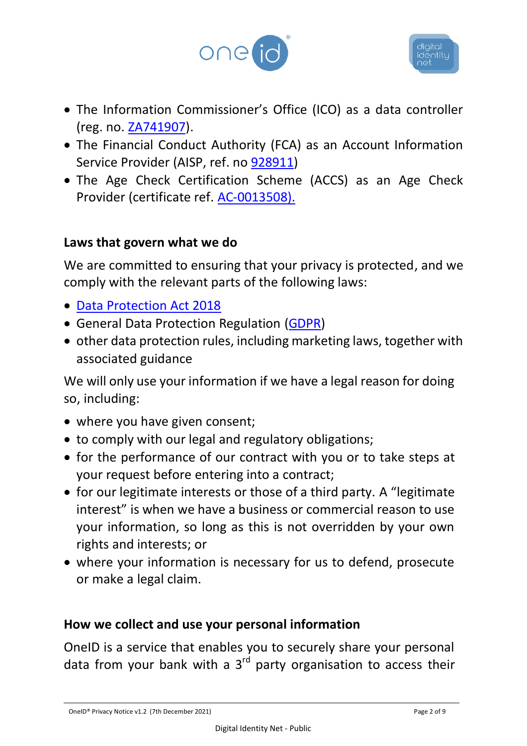- The Information Commissioner's Office (ICO) as a data controller (reg. no. ZA741907).
- The Financial Conduct Authority (FCA) as an Account Information Service Provider (AISP, ref. no 928911)
- The Age Check Certification Scheme (ACCS) as an Age Check Provider (certificate ref. AC-0013508).

## Laws that govern what we do

We are committed to ensuring that your privacy is protected, and we comply with the relevant parts of the following laws:

- Data Protection Act 2018
- General Data Protection Regulation (GDPR)
- other data protection rules, including marketing laws, together with associated guidance

We will only use your information if we have a legal reason for doing so, including:

- where you have given consent;
- to comply with our legal and regulatory obligations;
- for the performance of our contract with you or to take steps at your request before entering into a contract;
- for our legitimate interests or those of a third party. A "legitimate interest" is when we have a business or commercial reason to use your information, so long as this is not overridden by your own rights and interests; or
- where your information is necessary for us to defend, prosecute or make a legal claim.

## How we collect and use your personal information

OneID is a service that enables you to securely share your personal data from your bank with a 3rd party organisation to access their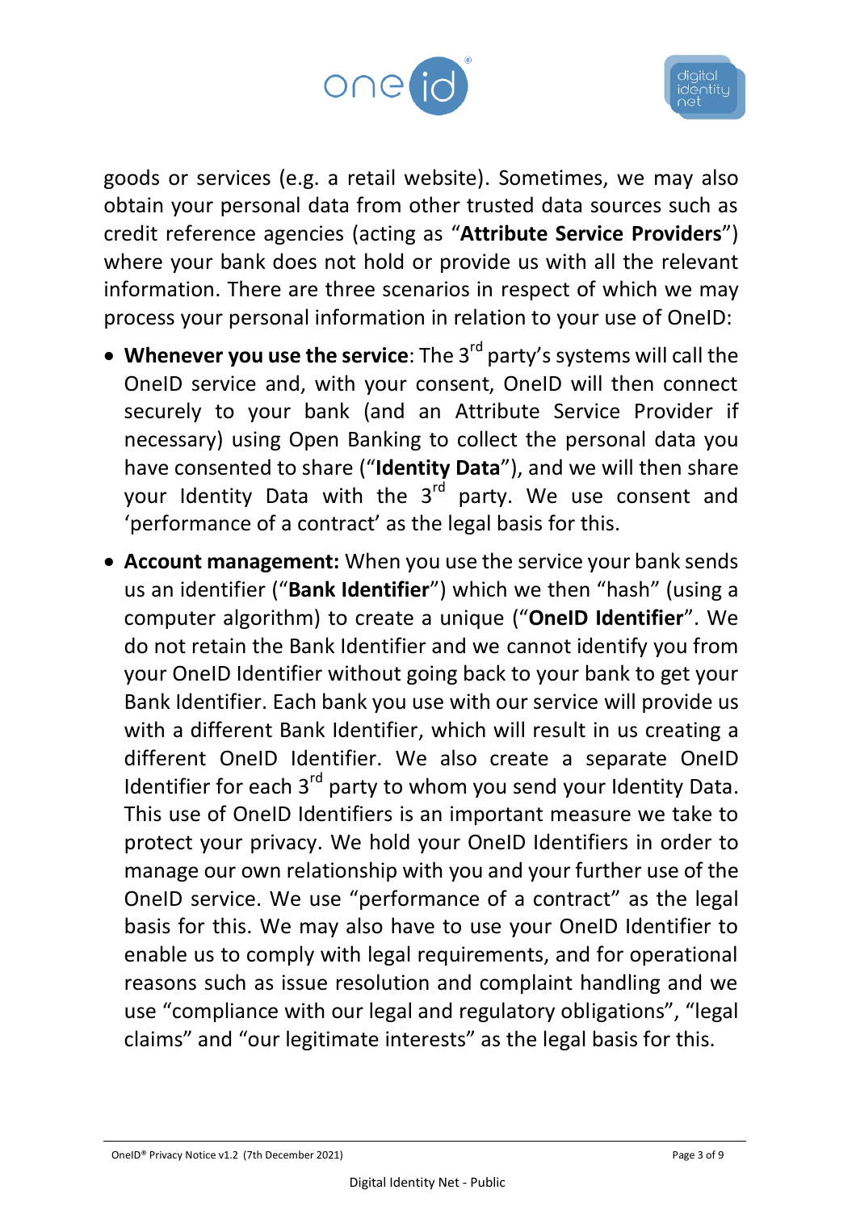goods or services (e.g. a retail website). Sometimes, we may also obtain your personal data from other trusted data sources such as credit reference agencies (acting as "**Attribute Service Providers**") where your bank does not hold or provide us with all the relevant information. There are three scenarios in respect of which we may process your personal information in relation to your use of OneID:

- **Whenever you use the service**: The 3rd party's systems will call the OneID service and, with your consent, OneID will then connect securely to your bank (and an Attribute Service Provider if necessary) using Open Banking to collect the personal data you have consented to share ("**Identity Data**"), and we will then share your Identity Data with the 3rd party. We use consent and 'performance of a contract' as the legal basis for this.
- **Account management:** When you use the service your bank sends us an identifier ("**Bank Identifier**") which we then "hash" (using a computer algorithm) to create a unique ("**OneID Identifier**". We do not retain the Bank Identifier and we cannot identify you from your OneID Identifier without going back to your bank to get your Bank Identifier. Each bank you use with our service will provide us with a different Bank Identifier, which will result in us creating a different OneID Identifier. We also create a separate OneID Identifier for each 3rd party to whom you send your Identity Data. This use of OneID Identifiers is an important measure we take to protect your privacy. We hold your OneID Identifiers in order to manage our own relationship with you and your further use of the OneID service. We use "performance of a contract" as the legal basis for this. We may also have to use your OneID Identifier to enable us to comply with legal requirements, and for operational reasons such as issue resolution and complaint handling and we use "compliance with our legal and regulatory obligations", "legal claims" and "our legitimate interests" as the legal basis for this.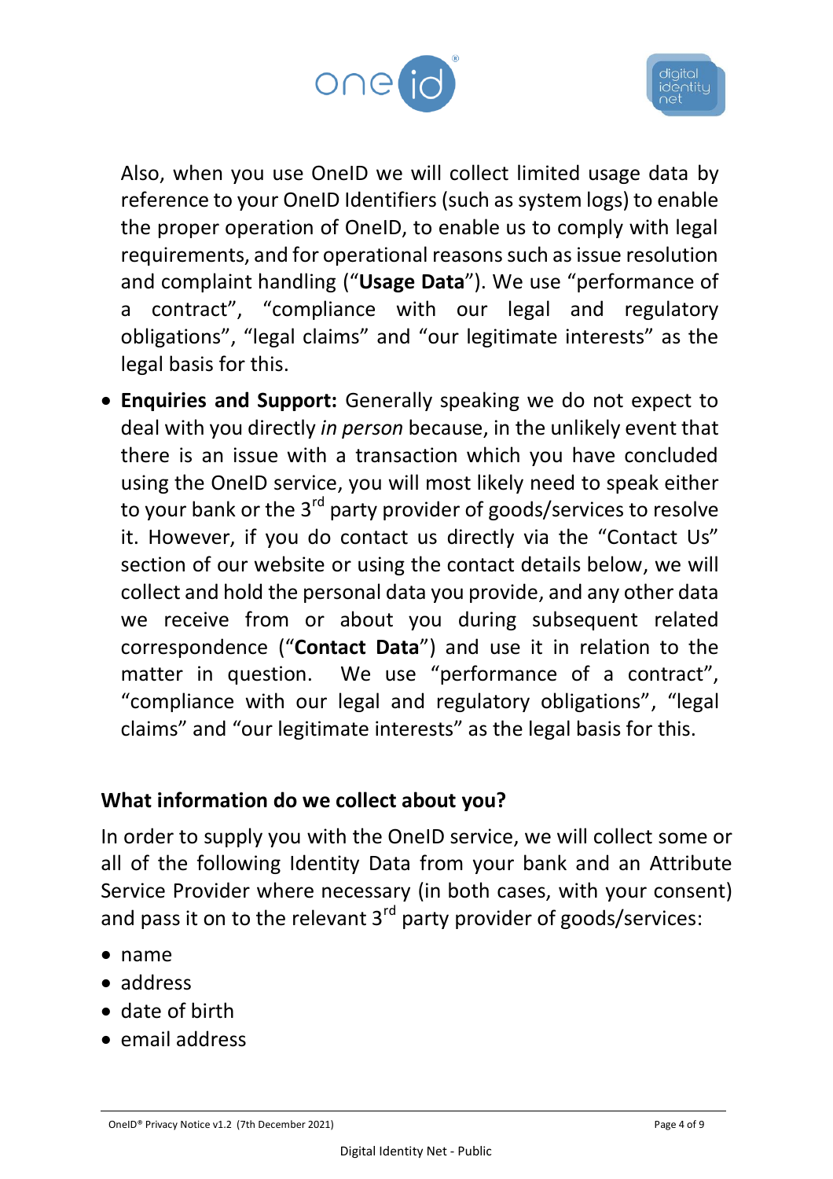Also, when you use OneID we will collect limited usage data by reference to your OneID Identifiers (such as system logs) to enable the proper operation of OneID, to enable us to comply with legal requirements, and for operational reasons such as issue resolution and complaint handling ("**Usage Data**"). We use "performance of a contract", "compliance with our legal and regulatory obligations", "legal claims" and "our legitimate interests" as the legal basis for this.

- **Enquiries and Support:** Generally speaking we do not expect to deal with you directly *in person* because, in the unlikely event that there is an issue with a transaction which you have concluded using the OneID service, you will most likely need to speak either to your bank or the 3rd party provider of goods/services to resolve it. However, if you do contact us directly via the "Contact Us" section of our website or using the contact details below, we will collect and hold the personal data you provide, and any other data we receive from or about you during subsequent related correspondence ("**Contact Data**") and use it in relation to the matter in question. We use "performance of a contract", "compliance with our legal and regulatory obligations", "legal claims" and "our legitimate interests" as the legal basis for this.

## What information do we collect about you?

In order to supply you with the OneID service, we will collect some or all of the following Identity Data from your bank and an Attribute Service Provider where necessary (in both cases, with your consent) and pass it on to the relevant 3rd party provider of goods/services:

- name
- address
- date of birth
- email address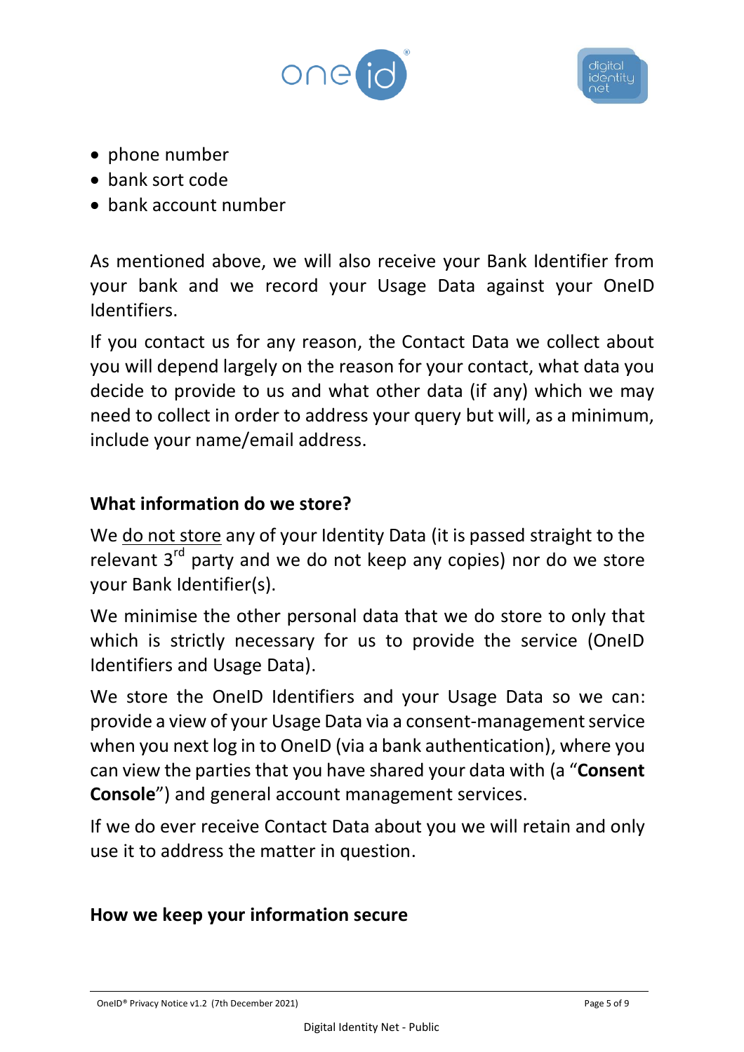- phone number
- bank sort code
- bank account number

As mentioned above, we will also receive your Bank Identifier from your bank and we record your Usage Data against your OneID Identifiers.

If you contact us for any reason, the Contact Data we collect about you will depend largely on the reason for your contact, what data you decide to provide to us and what other data (if any) which we may need to collect in order to address your query but will, as a minimum, include your name/email address.

## What information do we store?

We <u>do not store</u> any of your Identity Data (it is passed straight to the relevant 3rd party and we do not keep any copies) nor do we store your Bank Identifier(s).

We minimise the other personal data that we do store to only that which is strictly necessary for us to provide the service (OneID Identifiers and Usage Data).

We store the OneID Identifiers and your Usage Data so we can: provide a view of your Usage Data via a consent-management service when you next log in to OneID (via a bank authentication), where you can view the parties that you have shared your data with (a "**Consent Console**") and general account management services.

If we do ever receive Contact Data about you we will retain and only use it to address the matter in question.

## How we keep your information secure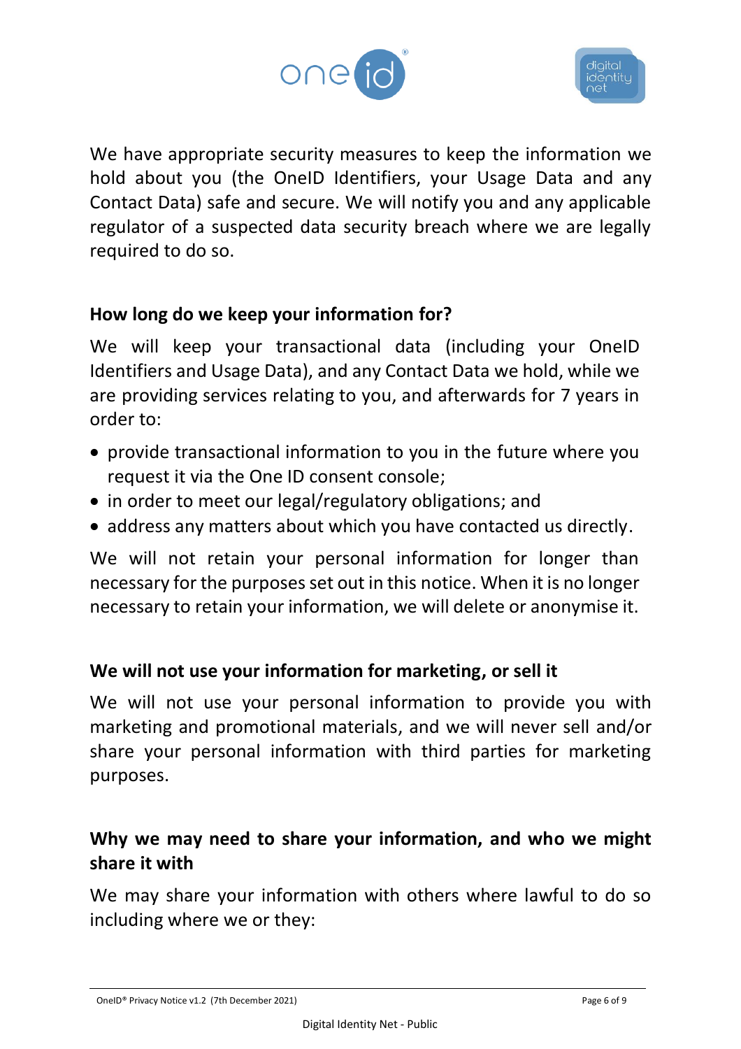We have appropriate security measures to keep the information we hold about you (the OneID Identifiers, your Usage Data and any Contact Data) safe and secure. We will notify you and any applicable regulator of a suspected data security breach where we are legally required to do so.

## How long do we keep your information for?

We will keep your transactional data (including your OneID Identifiers and Usage Data), and any Contact Data we hold, while we are providing services relating to you, and afterwards for 7 years in order to:

- provide transactional information to you in the future where you request it via the One ID consent console;
- in order to meet our legal/regulatory obligations; and
- address any matters about which you have contacted us directly.

We will not retain your personal information for longer than necessary for the purposes set out in this notice. When it is no longer necessary to retain your information, we will delete or anonymise it.

## We will not use your information for marketing, or sell it

We will not use your personal information to provide you with marketing and promotional materials, and we will never sell and/or share your personal information with third parties for marketing purposes.

## Why we may need to share your information, and who we might share it with

We may share your information with others where lawful to do so including where we or they: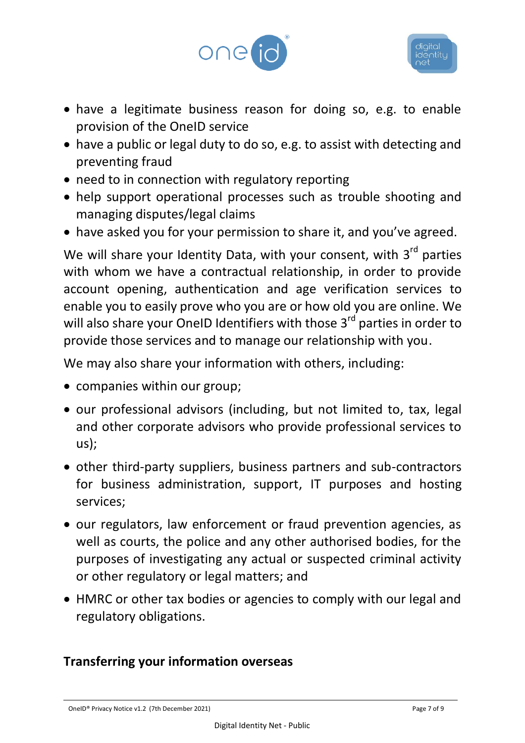- have a legitimate business reason for doing so, e.g. to enable provision of the OneID service
- have a public or legal duty to do so, e.g. to assist with detecting and preventing fraud
- need to in connection with regulatory reporting
- help support operational processes such as trouble shooting and managing disputes/legal claims
- have asked you for your permission to share it, and you've agreed.

We will share your Identity Data, with your consent, with 3rd parties with whom we have a contractual relationship, in order to provide account opening, authentication and age verification services to enable you to easily prove who you are or how old you are online. We will also share your OneID Identifiers with those 3rd parties in order to provide those services and to manage our relationship with you.

We may also share your information with others, including:

- companies within our group;
- our professional advisors (including, but not limited to, tax, legal and other corporate advisors who provide professional services to us);
- other third-party suppliers, business partners and sub-contractors for business administration, support, IT purposes and hosting services;
- our regulators, law enforcement or fraud prevention agencies, as well as courts, the police and any other authorised bodies, for the purposes of investigating any actual or suspected criminal activity or other regulatory or legal matters; and
- HMRC or other tax bodies or agencies to comply with our legal and regulatory obligations.

## Transferring your information overseas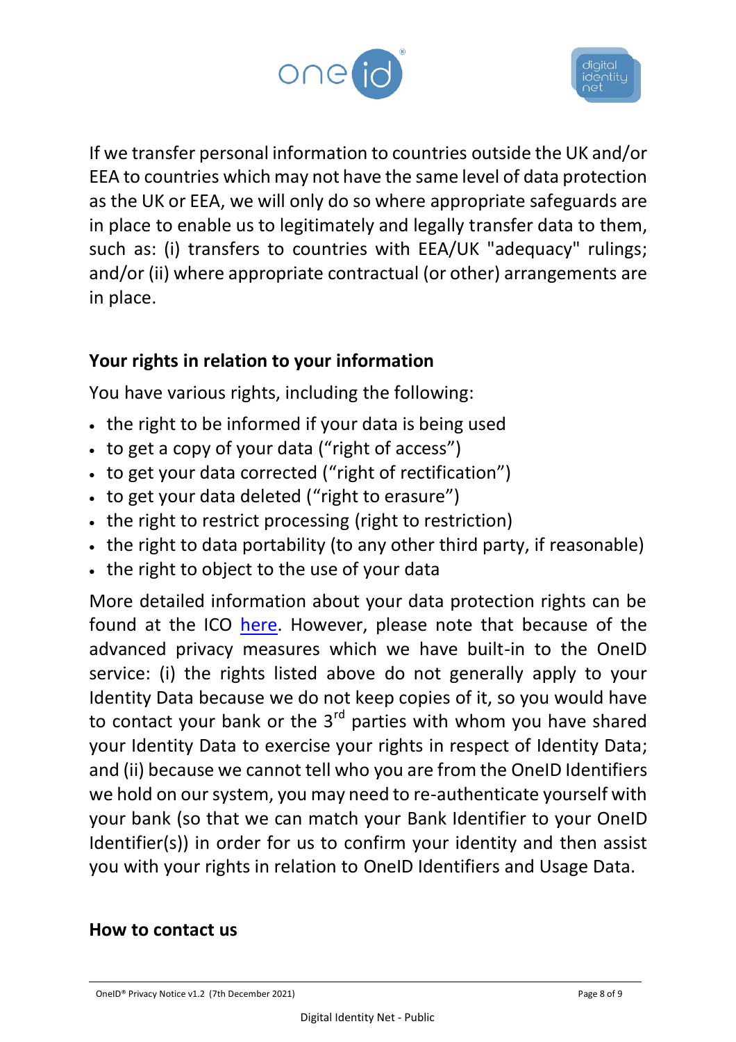If we transfer personal information to countries outside the UK and/or EEA to countries which may not have the same level of data protection as the UK or EEA, we will only do so where appropriate safeguards are in place to enable us to legitimately and legally transfer data to them, such as: (i) transfers to countries with EEA/UK "adequacy" rulings; and/or (ii) where appropriate contractual (or other) arrangements are in place.

**Your rights in relation to your information**

You have various rights, including the following:

- the right to be informed if your data is being used
- to get a copy of your data (“right of access”)
- to get your data corrected (“right of rectification”)
- to get your data deleted (“right to erasure”)
- the right to restrict processing (right to restriction)
- the right to data portability (to any other third party, if reasonable)
- the right to object to the use of your data

More detailed information about your data protection rights can be found at the ICO here. However, please note that because of the advanced privacy measures which we have built-in to the OneID service: (i) the rights listed above do not generally apply to your Identity Data because we do not keep copies of it, so you would have to contact your bank or the 3rd parties with whom you have shared your Identity Data to exercise your rights in respect of Identity Data; and (ii) because we cannot tell who you are from the OneID Identifiers we hold on our system, you may need to re-authenticate yourself with your bank (so that we can match your Bank Identifier to your OneID Identifier(s)) in order for us to confirm your identity and then assist you with your rights in relation to OneID Identifiers and Usage Data.

**How to contact us**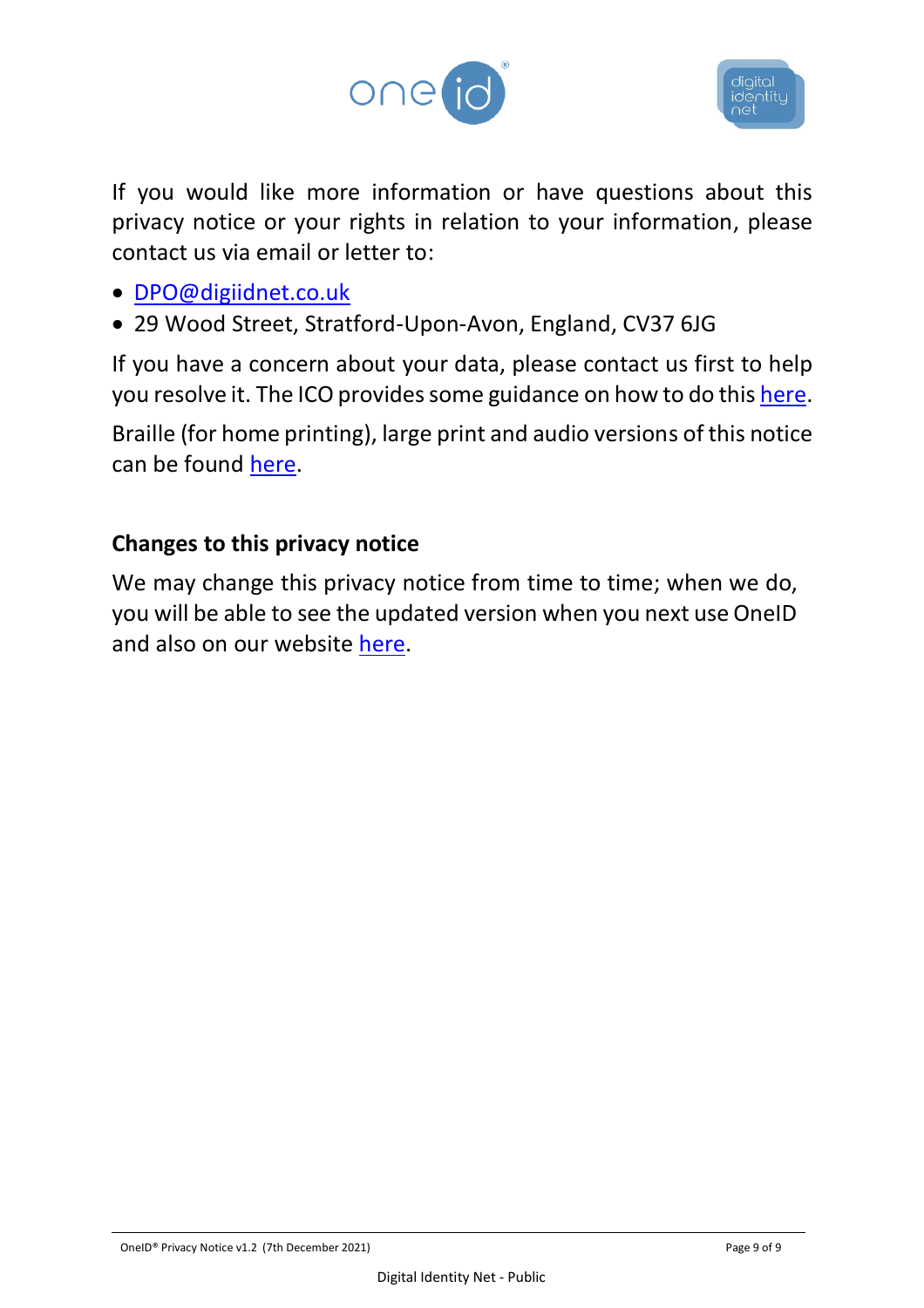If you would like more information or have questions about this privacy notice or your rights in relation to your information, please contact us via email or letter to:

- DPO@digiidnet.co.uk
- 29 Wood Street, Stratford-Upon-Avon, England, CV37 6JG

If you have a concern about your data, please contact us first to help you resolve it. The ICO provides some guidance on how to do this here.

Braille (for home printing), large print and audio versions of this notice can be found here.

## Changes to this privacy notice

We may change this privacy notice from time to time; when we do, you will be able to see the updated version when you next use OneID and also on our website here.